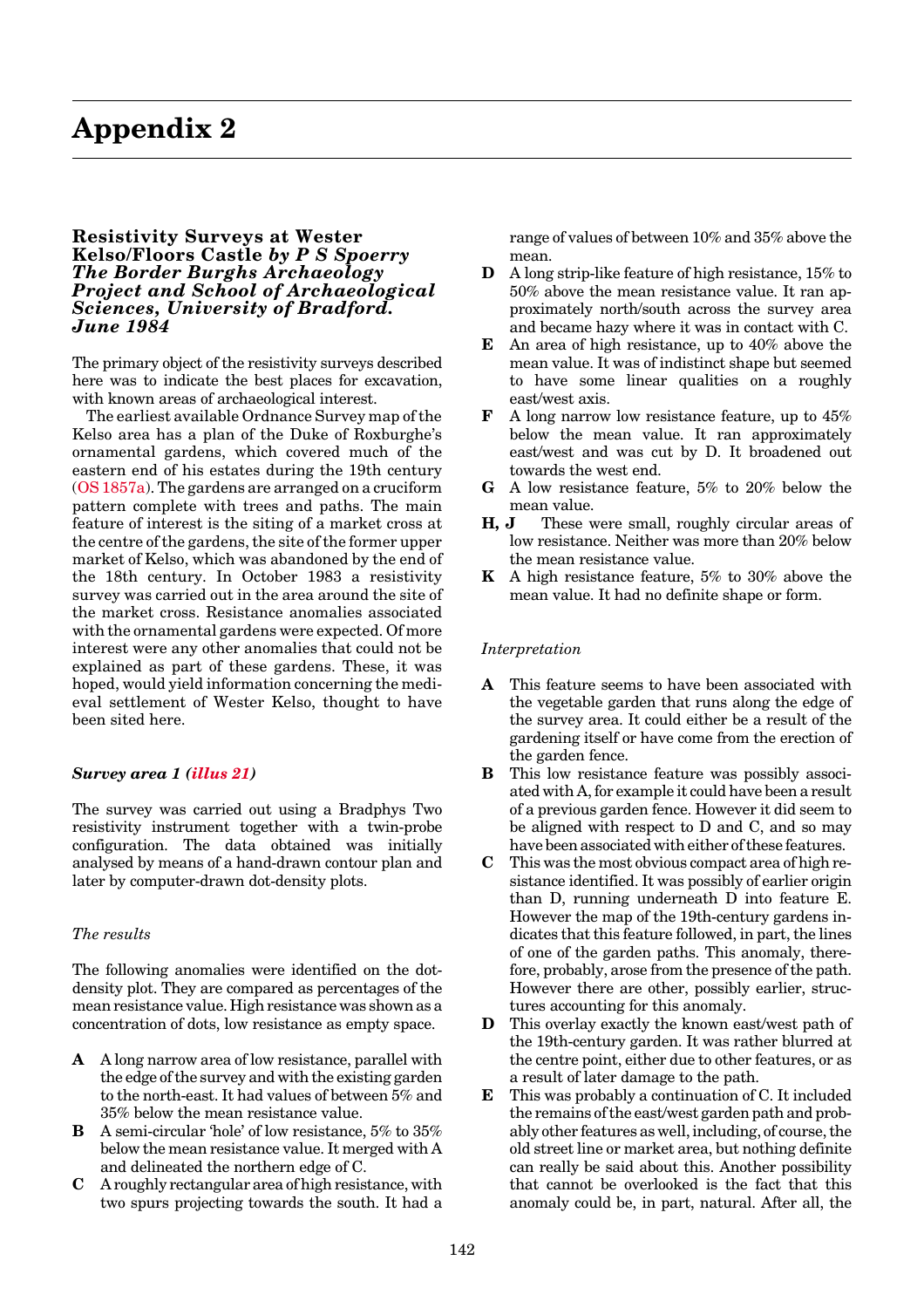# Appendix 2

### Resistivity Surveys at Wester Kelso/Floors Castle *by P S Spoerry The Border Burghs Archaeology Project and School of Archaeological Sciences, University of Bradford. June 1984*

The primary object of the resistivity surveys described here was to indicate the best places for excavation, with known areas of archaeological interest.

The earliest available Ordnance Survey map of the Kelso area has a plan of the Duke of Roxburghe's ornamental gardens, which covered much of the eastern end of his estates during the 19th century (OS 1857a). The gardens are arranged on a cruciform pattern complete with trees and paths. The main feature of interest is the siting of a market cross at the centre of the gardens, the site of the former upper market of Kelso, which was abandoned by the end of the 18th century. In October 1983 a resistivity survey was carried out in the area around the site of the market cross. Resistance anomalies associated with the ornamental gardens were expected. Of more interest were any other anomalies that could not be explained as part of these gardens. These, it was hoped, would yield information concerning the medieval settlement of Wester Kelso, thought to have been sited here.

#### *Survey area 1 (illus 21)*

The survey was carried out using a Bradphys Two resistivity instrument together with a twin-probe configuration. The data obtained was initially analysed by means of a hand-drawn contour plan and later by computer-drawn dot-density plots.

#### *The results*

The following anomalies were identified on the dot-density plot. They are compared as percentages of the mean resistance value. High resistance was shown as a concentration of dots, low resistance as empty space.

- **A** A long narrow area of low resistance, parallel with the edge of the survey and with the existing garden to the north-east. It had values of between 5% and 35% below the mean resistance value.
- **B** A semi-circular 'hole' of low resistance, 5% to 35% below the mean resistance value. It merged with A and delineated the northern edge of C.
- **C** A roughly rectangular area of high resistance, with two spurs projecting towards the south. It had a range of values of between 10% and 35% above the mean.
- **D** A long strip-like feature of high resistance, 15% to 50% above the mean resistance value. It ran approximately north/south across the survey area and became hazy where it was in contact with C.
- **E** An area of high resistance, up to 40% above the mean value. It was of indistinct shape but seemed to have some linear qualities on a roughly east/west axis.
- **F** A long narrow low resistance feature, up to 45% below the mean value. It ran approximately east/west and was cut by D. It broadened out towards the west end.
- **G** A low resistance feature, 5% to 20% below the mean value.
- **H, J** These were small, roughly circular areas of low resistance. Neither was more than 20% below the mean resistance value.
- **K** A high resistance feature, 5% to 30% above the mean value. It had no definite shape or form.

#### *Interpretation*

- **A** This feature seems to have been associated with the vegetable garden that runs along the edge of the survey area. It could either be a result of the gardening itself or have come from the erection of the garden fence.
- **B** This low resistance feature was possibly associated with A, for example it could have been a result of a previous garden fence. However it did seem to be aligned with respect to D and C, and so may have been associated with either of these features.
- **C** This was the most obvious compact area of high resistance identified. It was possibly of earlier origin than D, running underneath D into feature E. However the map of the 19th-century gardens indicates that this feature followed, in part, the lines of one of the garden paths. This anomaly, therefore, probably, arose from the presence of the path. However there are other, possibly earlier, structures accounting for this anomaly.
- **D** This overlay exactly the known east/west path of the 19th-century garden. It was rather blurred at the centre point, either due to other features, or as a result of later damage to the path.
- **E** This was probably a continuation of C. It included the remains of the east/west garden path and probably other features as well, including, of course, the old street line or market area, but nothing definite can really be said about this. Another possibility that cannot be overlooked is the fact that this anomaly could be, in part, natural. After all, the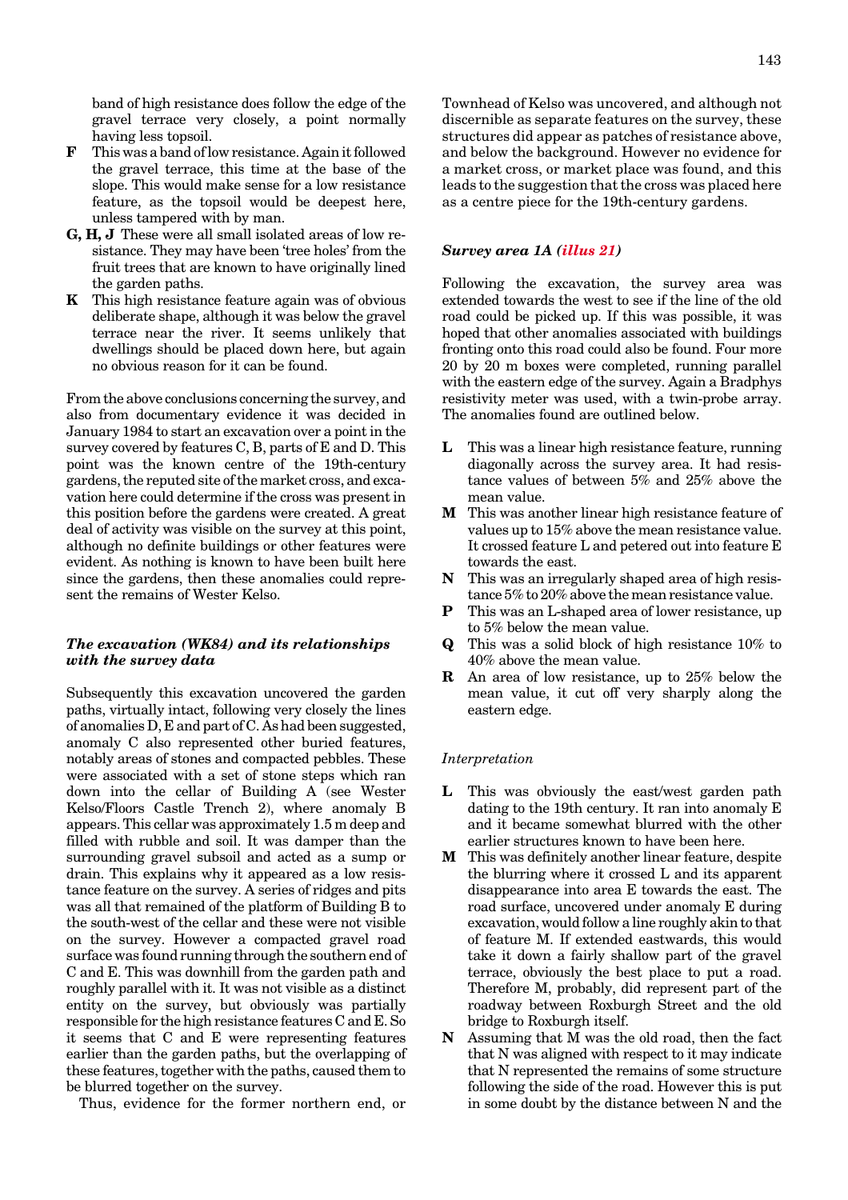band of high resistance does follow the edge of the gravel terrace very closely, a point normally having less topsoil.

**F** This was a band of low resistance. Again it followed the gravel terrace, this time at the base of the slope. This would make sense for a low resistance feature, as the topsoil would be deepest here, unless tampered with by man.

**G, H, J** These were all small isolated areas of low resistance. They may have been 'tree holes' from the fruit trees that are known to have originally lined the garden paths.

**K** This high resistance feature again was of obvious deliberate shape, although it was below the gravel terrace near the river. It seems unlikely that dwellings should be placed down here, but again no obvious reason for it can be found.

From the above conclusions concerning the survey, and also from documentary evidence it was decided in January 1984 to start an excavation over a point in the survey covered by features C, B, parts of E and D. This point was the known centre of the 19th-century gardens, the reputed site of the market cross, and excavation here could determine if the cross was present in this position before the gardens were created. A great deal of activity was visible on the survey at this point, although no definite buildings or other features were evident. As nothing is known to have been built here since the gardens, then these anomalies could represent the remains of Wester Kelso.

### *The excavation (WK84) and its relationships with the survey data*

Subsequently this excavation uncovered the garden paths, virtually intact, following very closely the lines of anomalies D, E and part of C. As had been suggested, anomaly C also represented other buried features, notably areas of stones and compacted pebbles. These were associated with a set of stone steps which ran down into the cellar of Building A (see Wester Kelso/Floors Castle Trench 2), where anomaly B appears. This cellar was approximately 1.5 m deep and filled with rubble and soil. It was damper than the surrounding gravel subsoil and acted as a sump or drain. This explains why it appeared as a low resistance feature on the survey. A series of ridges and pits was all that remained of the platform of Building B to the south-west of the cellar and these were not visible on the survey. However a compacted gravel road surface was found running through the southern end of C and E. This was downhill from the garden path and roughly parallel with it. It was not visible as a distinct entity on the survey, but obviously was partially responsible for the high resistance features C and E. So it seems that C and E were representing features earlier than the garden paths, but the overlapping of these features, together with the paths, caused them to be blurred together on the survey.

Thus, evidence for the former northern end, or Townhead of Kelso was uncovered, and although not discernible as separate features on the survey, these structures did appear as patches of resistance above, and below the background. However no evidence for a market cross, or market place was found, and this leads to the suggestion that the cross was placed here as a centre piece for the 19th-century gardens.

### *Survey area 1A (illus 21)*

Following the excavation, the survey area was extended towards the west to see if the line of the old road could be picked up. If this was possible, it was hoped that other anomalies associated with buildings fronting onto this road could also be found. Four more 20 by 20 m boxes were completed, running parallel with the eastern edge of the survey. Again a Bradphys resistivity meter was used, with a twin-probe array. The anomalies found are outlined below.

**L** This was a linear high resistance feature, running diagonally across the survey area. It had resistance values of between 5% and 25% above the mean value.

**M** This was another linear high resistance feature of values up to 15% above the mean resistance value. It crossed feature L and petered out into feature E towards the east.

**N** This was an irregularly shaped area of high resistance 5% to 20% above the mean resistance value.

**P** This was an L-shaped area of lower resistance, up to 5% below the mean value.

**Q** This was a solid block of high resistance 10% to 40% above the mean value.

**R** An area of low resistance, up to 25% below the mean value, it cut off very sharply along the eastern edge.

#### *Interpretation*

**L** This was obviously the east/west garden path dating to the 19th century. It ran into anomaly E and it became somewhat blurred with the other earlier structures known to have been here.

**M** This was definitely another linear feature, despite the blurring where it crossed L and its apparent disappearance into area E towards the east. The road surface, uncovered under anomaly E during excavation, would follow a line roughly akin to that of feature M. If extended eastwards, this would take it down a fairly shallow part of the gravel terrace, obviously the best place to put a road. Therefore M, probably, did represent part of the roadway between Roxburgh Street and the old bridge to Roxburgh itself.

**N** Assuming that M was the old road, then the fact that N was aligned with respect to it may indicate that N represented the remains of some structure following the side of the road. However this is put in some doubt by the distance between N and the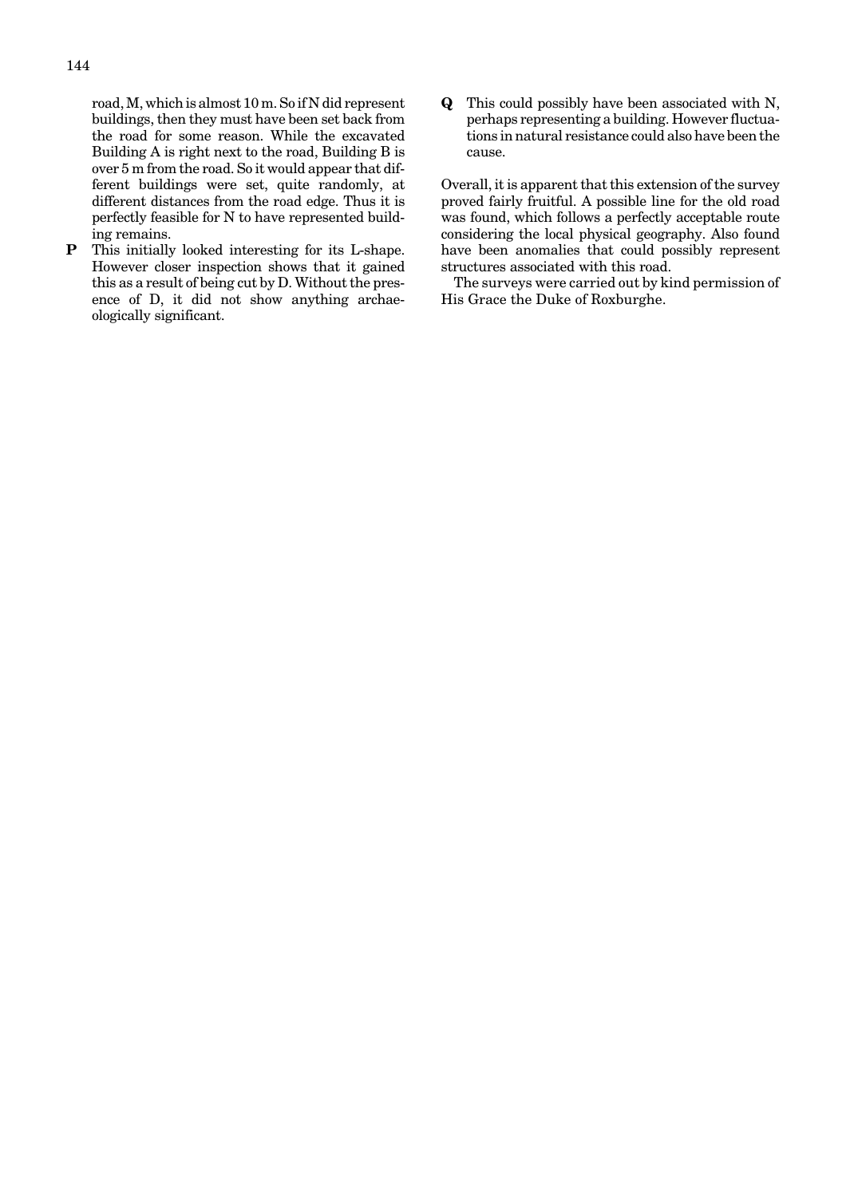road, M, which is almost 10 m. So if N did represent buildings, then they must have been set back from the road for some reason. While the excavated Building A is right next to the road, Building B is over 5 m from the road. So it would appear that different buildings were set, quite randomly, at different distances from the road edge. Thus it is perfectly feasible for N to have represented building remains.

**P** This initially looked interesting for its L-shape. However closer inspection shows that it gained this as a result of being cut by D. Without the presence of D, it did not show anything archaeologically significant.

**Q** This could possibly have been associated with N, perhaps representing a building. However fluctuations in natural resistance could also have been the cause.

Overall, it is apparent that this extension of the survey proved fairly fruitful. A possible line for the old road was found, which follows a perfectly acceptable route considering the local physical geography. Also found have been anomalies that could possibly represent structures associated with this road.

The surveys were carried out by kind permission of His Grace the Duke of Roxburghe.